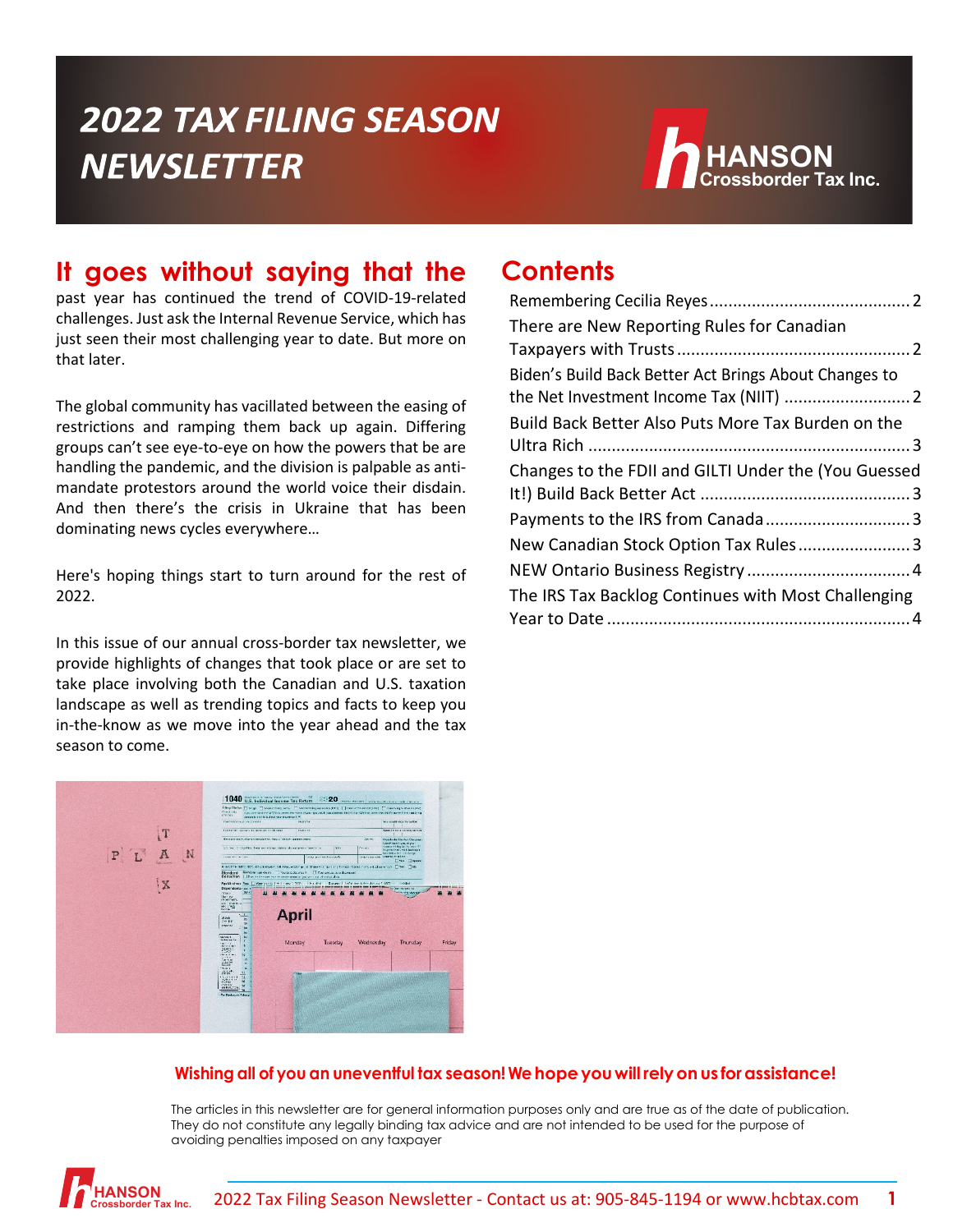# 2022 TAX FILING SEASON NEWSLETTER

HANSON Crossborder Tax Inc.

## It goes without saying that the

past year has continued the trend of COVID-19-related challenges. Just ask the Internal Revenue Service, which has just seen their most challenging year to date. But more on that later.

The global community has vacillated between the easing of restrictions and ramping them back up again. Differing groups can't see eye-to-eye on how the powers that be are handling the pandemic, and the division is palpable as anti-mandate protestors around the world voice their disdain. And then there's the crisis in Ukraine that has been dominating news cycles everywhere…

Here's hoping things start to turn around for the rest of 2022.

In this issue of our annual cross-border tax newsletter, we provide highlights of changes that took place or are set to take place involving both the Canadian and U.S. taxation landscape as well as trending topics and facts to keep you in-the-know as we move into the year ahead and the tax season to come.

## Contents

- Remembering Cecilia Reyes ........ 2
- There are New Reporting Rules for Canadian Taxpayers with Trusts ........ 2
- Biden's Build Back Better Act Brings About Changes to the Net Investment Income Tax (NIIT) ........ 2
- Build Back Better Also Puts More Tax Burden on the Ultra Rich ........ 3
- Changes to the FDII and GILTI Under the (You Guessed It!) Build Back Better Act ........ 3
- Payments to the IRS from Canada ........ 3
- New Canadian Stock Option Tax Rules ........ 3
- NEW Ontario Business Registry ........ 4
- The IRS Tax Backlog Continues with Most Challenging Year to Date ........ 4

**Wishing all of you an uneventful tax season! We hope you will rely on us for assistance!**

The articles in this newsletter are for general information purposes only and are true as of the date of publication. They do not constitute any legally binding tax advice and are not intended to be used for the purpose of avoiding penalties imposed on any taxpayer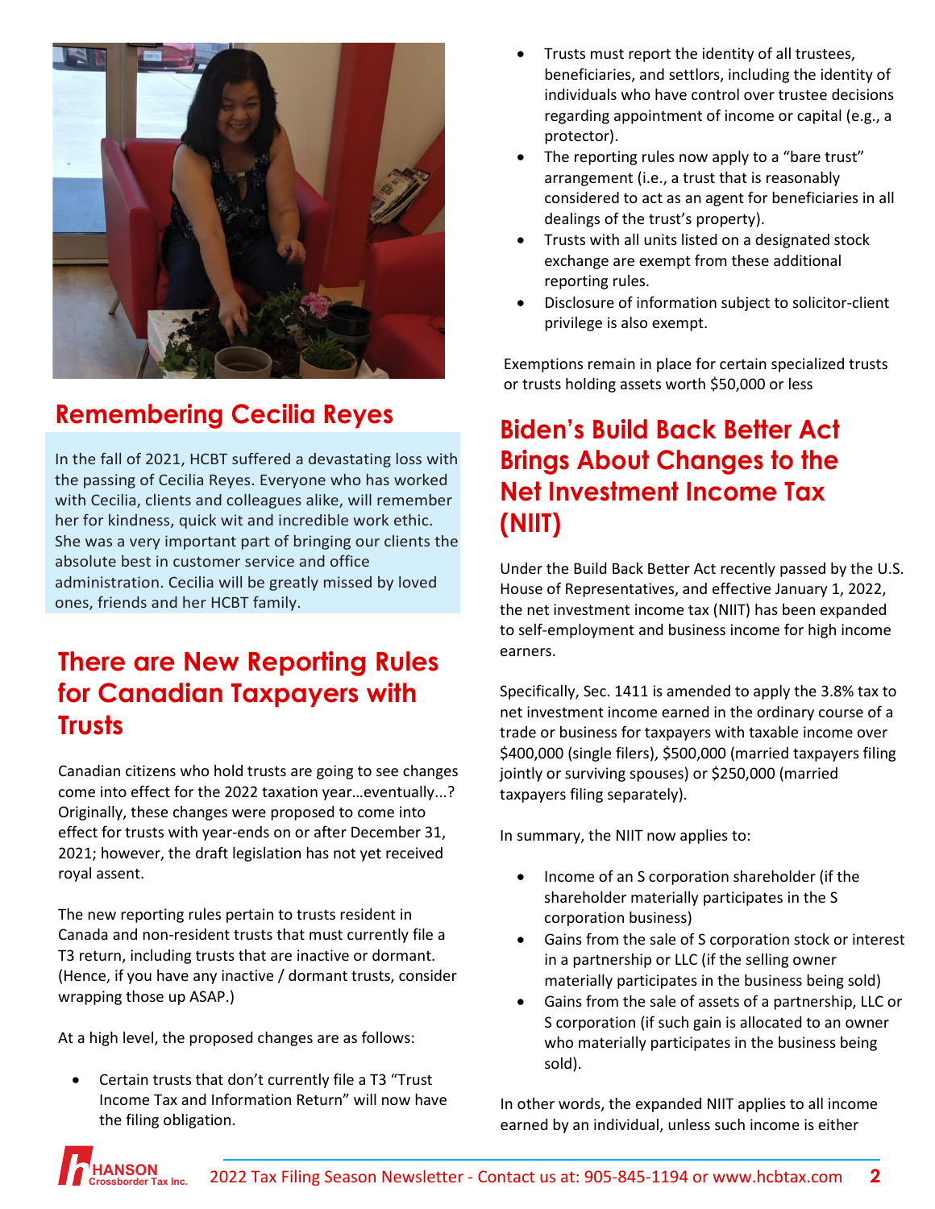## Remembering Cecilia Reyes

In the fall of 2021, HCBT suffered a devastating loss with the passing of Cecilia Reyes. Everyone who has worked with Cecilia, clients and colleagues alike, will remember her for kindness, quick wit and incredible work ethic. She was a very important part of bringing our clients the absolute best in customer service and office administration. Cecilia will be greatly missed by loved ones, friends and her HCBT family.

## There are New Reporting Rules for Canadian Taxpayers with Trusts

Canadian citizens who hold trusts are going to see changes come into effect for the 2022 taxation year…eventually…? Originally, these changes were proposed to come into effect for trusts with year-ends on or after December 31, 2021; however, the draft legislation has not yet received royal assent.

The new reporting rules pertain to trusts resident in Canada and non-resident trusts that must currently file a T3 return, including trusts that are inactive or dormant. (Hence, if you have any inactive / dormant trusts, consider wrapping those up ASAP.)

At a high level, the proposed changes are as follows:

- Certain trusts that don't currently file a T3 "Trust Income Tax and Information Return" will now have the filing obligation.
- Trusts must report the identity of all trustees, beneficiaries, and settlors, including the identity of individuals who have control over trustee decisions regarding appointment of income or capital (e.g., a protector).
- The reporting rules now apply to a "bare trust" arrangement (i.e., a trust that is reasonably considered to act as an agent for beneficiaries in all dealings of the trust's property).
- Trusts with all units listed on a designated stock exchange are exempt from these additional reporting rules.
- Disclosure of information subject to solicitor-client privilege is also exempt.

Exemptions remain in place for certain specialized trusts or trusts holding assets worth $50,000 or less

## Biden's Build Back Better Act Brings About Changes to the Net Investment Income Tax (NIIT)

Under the Build Back Better Act recently passed by the U.S. House of Representatives, and effective January 1, 2022, the net investment income tax (NIIT) has been expanded to self-employment and business income for high income earners.

Specifically, Sec. 1411 is amended to apply the 3.8% tax to net investment income earned in the ordinary course of a trade or business for taxpayers with taxable income over $400,000 (single filers), $500,000 (married taxpayers filing jointly or surviving spouses) or $250,000 (married taxpayers filing separately).

In summary, the NIIT now applies to:

- Income of an S corporation shareholder (if the shareholder materially participates in the S corporation business)
- Gains from the sale of S corporation stock or interest in a partnership or LLC (if the selling owner materially participates in the business being sold)
- Gains from the sale of assets of a partnership, LLC or S corporation (if such gain is allocated to an owner who materially participates in the business being sold).

In other words, the expanded NIIT applies to all income earned by an individual, unless such income is either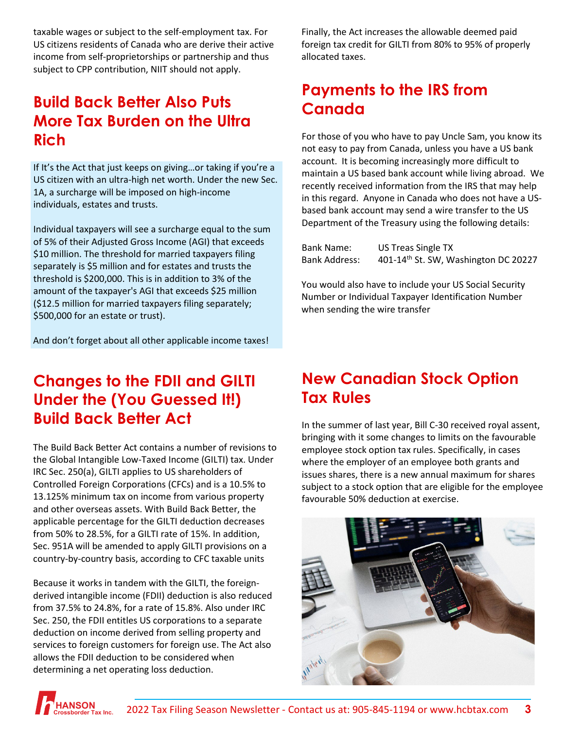taxable wages or subject to the self-employment tax. For US citizens residents of Canada who are derive their active income from self-proprietorships or partnership and thus subject to CPP contribution, NIIT should not apply.

## Build Back Better Also Puts More Tax Burden on the Ultra Rich

If It's the Act that just keeps on giving…or taking if you're a US citizen with an ultra-high net worth. Under the new Sec. 1A, a surcharge will be imposed on high-income individuals, estates and trusts.

Individual taxpayers will see a surcharge equal to the sum of 5% of their Adjusted Gross Income (AGI) that exceeds $10 million. The threshold for married taxpayers filing separately is $5 million and for estates and trusts the threshold is $200,000. This is in addition to 3% of the amount of the taxpayer's AGI that exceeds $25 million ($12.5 million for married taxpayers filing separately; $500,000 for an estate or trust).

And don't forget about all other applicable income taxes!

## Changes to the FDII and GILTI Under the (You Guessed It!) Build Back Better Act

The Build Back Better Act contains a number of revisions to the Global Intangible Low-Taxed Income (GILTI) tax. Under IRC Sec. 250(a), GILTI applies to US shareholders of Controlled Foreign Corporations (CFCs) and is a 10.5% to 13.125% minimum tax on income from various property and other overseas assets. With Build Back Better, the applicable percentage for the GILTI deduction decreases from 50% to 28.5%, for a GILTI rate of 15%. In addition, Sec. 951A will be amended to apply GILTI provisions on a country-by-country basis, according to CFC taxable units

Because it works in tandem with the GILTI, the foreign-derived intangible income (FDII) deduction is also reduced from 37.5% to 24.8%, for a rate of 15.8%. Also under IRC Sec. 250, the FDII entitles US corporations to a separate deduction on income derived from selling property and services to foreign customers for foreign use. The Act also allows the FDII deduction to be considered when determining a net operating loss deduction.

Finally, the Act increases the allowable deemed paid foreign tax credit for GILTI from 80% to 95% of properly allocated taxes.

## Payments to the IRS from Canada

For those of you who have to pay Uncle Sam, you know its not easy to pay from Canada, unless you have a US bank account. It is becoming increasingly more difficult to maintain a US based bank account while living abroad. We recently received information from the IRS that may help in this regard. Anyone in Canada who does not have a US-based bank account may send a wire transfer to the US Department of the Treasury using the following details:

Bank Name: US Treas Single TX
Bank Address: 401-14th St. SW, Washington DC 20227

You would also have to include your US Social Security Number or Individual Taxpayer Identification Number when sending the wire transfer

## New Canadian Stock Option Tax Rules

In the summer of last year, Bill C-30 received royal assent, bringing with it some changes to limits on the favourable employee stock option tax rules. Specifically, in cases where the employer of an employee both grants and issues shares, there is a new annual maximum for shares subject to a stock option that are eligible for the employee favourable 50% deduction at exercise.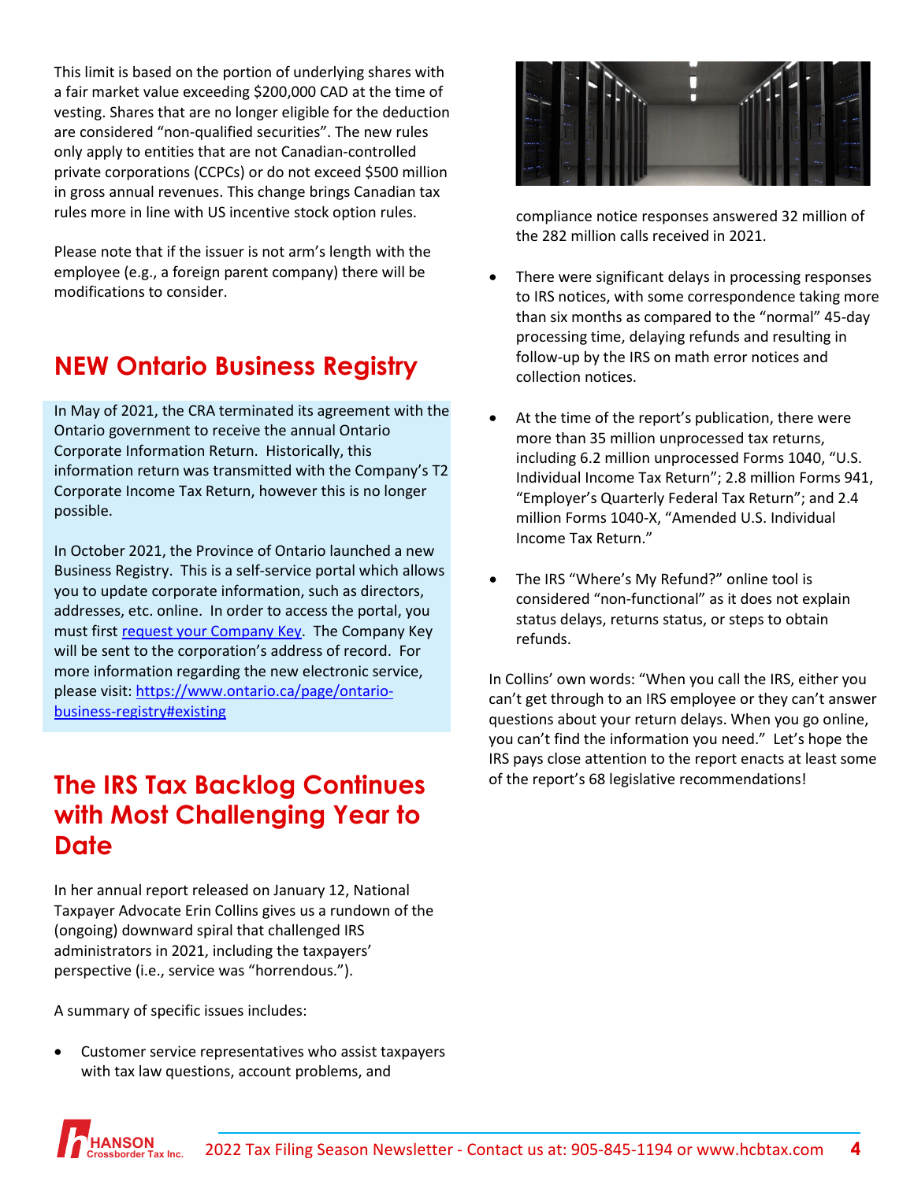This limit is based on the portion of underlying shares with a fair market value exceeding $200,000 CAD at the time of vesting. Shares that are no longer eligible for the deduction are considered "non-qualified securities". The new rules only apply to entities that are not Canadian-controlled private corporations (CCPCs) or do not exceed $500 million in gross annual revenues. This change brings Canadian tax rules more in line with US incentive stock option rules.

Please note that if the issuer is not arm's length with the employee (e.g., a foreign parent company) there will be modifications to consider.

## NEW Ontario Business Registry

In May of 2021, the CRA terminated its agreement with the Ontario government to receive the annual Ontario Corporate Information Return. Historically, this information return was transmitted with the Company's T2 Corporate Income Tax Return, however this is no longer possible.

In October 2021, the Province of Ontario launched a new Business Registry. This is a self-service portal which allows you to update corporate information, such as directors, addresses, etc. online. In order to access the portal, you must first request your Company Key. The Company Key will be sent to the corporation's address of record. For more information regarding the new electronic service, please visit: https://www.ontario.ca/page/ontario-business-registry#existing

## The IRS Tax Backlog Continues with Most Challenging Year to Date

In her annual report released on January 12, National Taxpayer Advocate Erin Collins gives us a rundown of the (ongoing) downward spiral that challenged IRS administrators in 2021, including the taxpayers' perspective (i.e., service was "horrendous.").

A summary of specific issues includes:

- Customer service representatives who assist taxpayers with tax law questions, account problems, and compliance notice responses answered 32 million of the 282 million calls received in 2021.
- There were significant delays in processing responses to IRS notices, with some correspondence taking more than six months as compared to the "normal" 45-day processing time, delaying refunds and resulting in follow-up by the IRS on math error notices and collection notices.
- At the time of the report's publication, there were more than 35 million unprocessed tax returns, including 6.2 million unprocessed Forms 1040, "U.S. Individual Income Tax Return"; 2.8 million Forms 941, "Employer's Quarterly Federal Tax Return"; and 2.4 million Forms 1040-X, "Amended U.S. Individual Income Tax Return."
- The IRS "Where's My Refund?" online tool is considered "non-functional" as it does not explain status delays, returns status, or steps to obtain refunds.

In Collins' own words: "When you call the IRS, either you can't get through to an IRS employee or they can't answer questions about your return delays. When you go online, you can't find the information you need." Let's hope the IRS pays close attention to the report enacts at least some of the report's 68 legislative recommendations!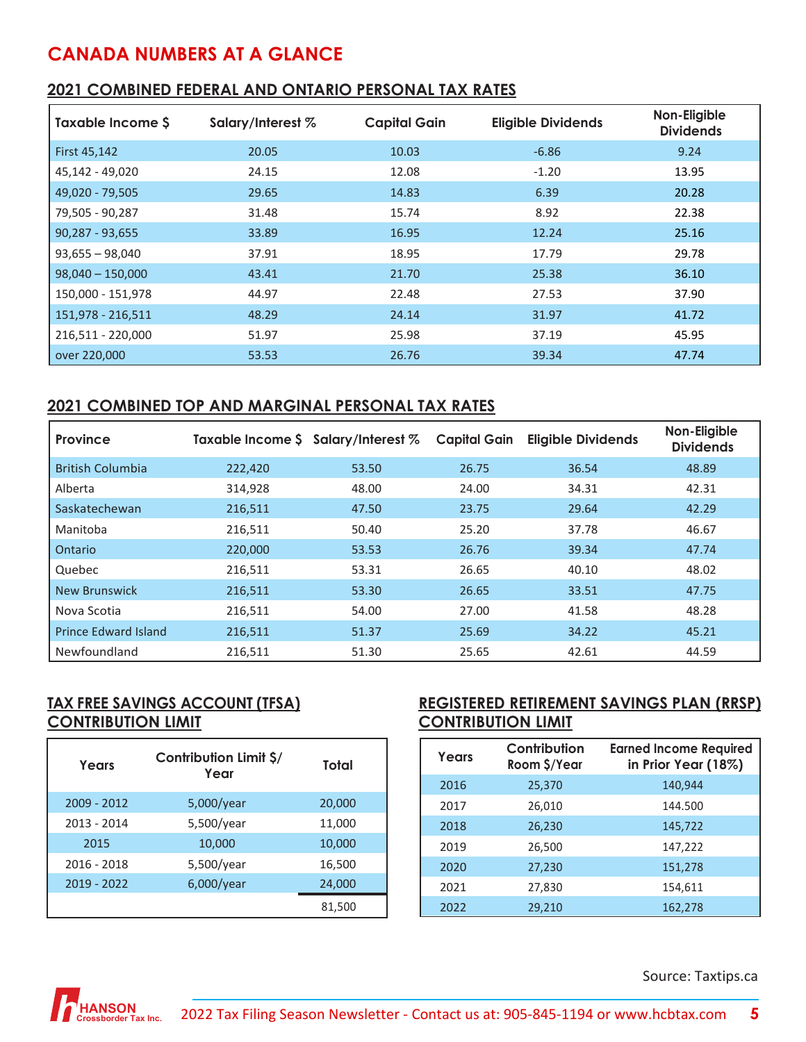# CANADA NUMBERS AT A GLANCE

## 2021 COMBINED FEDERAL AND ONTARIO PERSONAL TAX RATES

| Taxable Income $ | Salary/Interest % | Capital Gain | Eligible Dividends | Non-Eligible Dividends |
|---|---|---|---|---|
| First 45,142 | 20.05 | 10.03 | -6.86 | 9.24 |
| 45,142 - 49,020 | 24.15 | 12.08 | -1.20 | 13.95 |
| 49,020 - 79,505 | 29.65 | 14.83 | 6.39 | 20.28 |
| 79,505 - 90,287 | 31.48 | 15.74 | 8.92 | 22.38 |
| 90,287 - 93,655 | 33.89 | 16.95 | 12.24 | 25.16 |
| 93,655 – 98,040 | 37.91 | 18.95 | 17.79 | 29.78 |
| 98,040 – 150,000 | 43.41 | 21.70 | 25.38 | 36.10 |
| 150,000 - 151,978 | 44.97 | 22.48 | 27.53 | 37.90 |
| 151,978 - 216,511 | 48.29 | 24.14 | 31.97 | 41.72 |
| 216,511 - 220,000 | 51.97 | 25.98 | 37.19 | 45.95 |
| over 220,000 | 53.53 | 26.76 | 39.34 | 47.74 |

## 2021 COMBINED TOP AND MARGINAL PERSONAL TAX RATES

| Province | Taxable Income $ | Salary/Interest % | Capital Gain | Eligible Dividends | Non-Eligible Dividends |
|---|---|---|---|---|---|
| British Columbia | 222,420 | 53.50 | 26.75 | 36.54 | 48.89 |
| Alberta | 314,928 | 48.00 | 24.00 | 34.31 | 42.31 |
| Saskatechewan | 216,511 | 47.50 | 23.75 | 29.64 | 42.29 |
| Manitoba | 216,511 | 50.40 | 25.20 | 37.78 | 46.67 |
| Ontario | 220,000 | 53.53 | 26.76 | 39.34 | 47.74 |
| Quebec | 216,511 | 53.31 | 26.65 | 40.10 | 48.02 |
| New Brunswick | 216,511 | 53.30 | 26.65 | 33.51 | 47.75 |
| Nova Scotia | 216,511 | 54.00 | 27.00 | 41.58 | 48.28 |
| Prince Edward Island | 216,511 | 51.37 | 25.69 | 34.22 | 45.21 |
| Newfoundland | 216,511 | 51.30 | 25.65 | 42.61 | 44.59 |

## TAX FREE SAVINGS ACCOUNT (TFSA) CONTRIBUTION LIMIT

| Years | Contribution Limit $/ Year | Total |
|---|---|---|
| 2009 - 2012 | 5,000/year | 20,000 |
| 2013 - 2014 | 5,500/year | 11,000 |
| 2015 | 10,000 | 10,000 |
| 2016 - 2018 | 5,500/year | 16,500 |
| 2019 - 2022 | 6,000/year | 24,000 |
| | | 81,500 |

## REGISTERED RETIREMENT SAVINGS PLAN (RRSP) CONTRIBUTION LIMIT

| Years | Contribution Room $/Year | Earned Income Required in Prior Year (18%) |
|---|---|---|
| 2016 | 25,370 | 140,944 |
| 2017 | 26,010 | 144.500 |
| 2018 | 26,230 | 145,722 |
| 2019 | 26,500 | 147,222 |
| 2020 | 27,230 | 151,278 |
| 2021 | 27,830 | 154,611 |
| 2022 | 29,210 | 162,278 |

Source: Taxtips.ca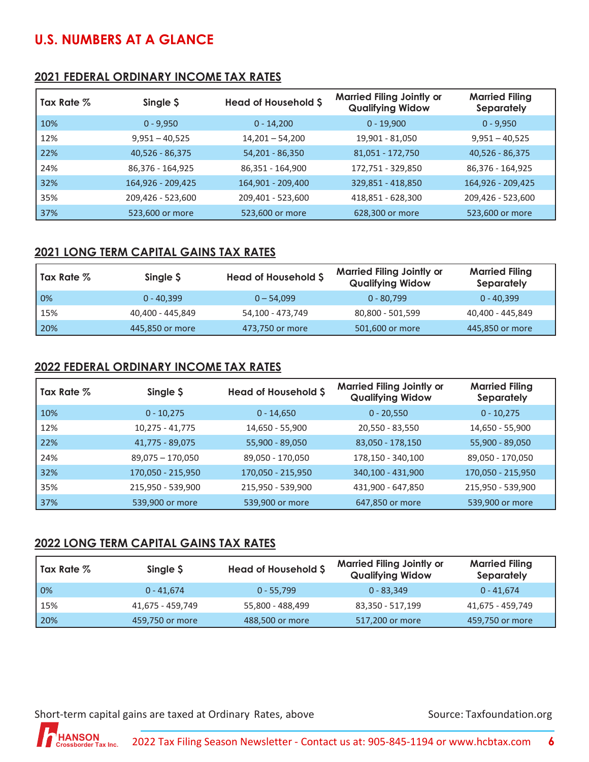# U.S. NUMBERS AT A GLANCE

## 2021 FEDERAL ORDINARY INCOME TAX RATES

| Tax Rate % | Single $ | Head of Household $ | Married Filing Jointly or Qualifying Widow | Married Filing Separately |
|---|---|---|---|---|
| 10% | 0 - 9,950 | 0 - 14,200 | 0 - 19,900 | 0 - 9,950 |
| 12% | 9,951 – 40,525 | 14,201 – 54,200 | 19,901 - 81,050 | 9,951 – 40,525 |
| 22% | 40,526 - 86,375 | 54,201 - 86,350 | 81,051 - 172,750 | 40,526 - 86,375 |
| 24% | 86,376 - 164,925 | 86,351 - 164,900 | 172,751 - 329,850 | 86,376 - 164,925 |
| 32% | 164,926 - 209,425 | 164,901 - 209,400 | 329,851 - 418,850 | 164,926 - 209,425 |
| 35% | 209,426 - 523,600 | 209,401 - 523,600 | 418,851 - 628,300 | 209,426 - 523,600 |
| 37% | 523,600 or more | 523,600 or more | 628,300 or more | 523,600 or more |

## 2021 LONG TERM CAPITAL GAINS TAX RATES

| Tax Rate % | Single $ | Head of Household $ | Married Filing Jointly or Qualifying Widow | Married Filing Separately |
|---|---|---|---|---|
| 0% | 0 - 40,399 | 0 – 54,099 | 0 - 80,799 | 0 - 40,399 |
| 15% | 40,400 - 445,849 | 54,100 - 473,749 | 80,800 - 501,599 | 40,400 - 445,849 |
| 20% | 445,850 or more | 473,750 or more | 501,600 or more | 445,850 or more |

## 2022 FEDERAL ORDINARY INCOME TAX RATES

| Tax Rate % | Single $ | Head of Household $ | Married Filing Jointly or Qualifying Widow | Married Filing Separately |
|---|---|---|---|---|
| 10% | 0 - 10,275 | 0 - 14,650 | 0 - 20,550 | 0 - 10,275 |
| 12% | 10,275 - 41,775 | 14,650 - 55,900 | 20,550 - 83,550 | 14,650 - 55,900 |
| 22% | 41,775 - 89,075 | 55,900 - 89,050 | 83,050 - 178,150 | 55,900 - 89,050 |
| 24% | 89,075 – 170,050 | 89,050 - 170,050 | 178,150 - 340,100 | 89,050 - 170,050 |
| 32% | 170,050 - 215,950 | 170,050 - 215,950 | 340,100 - 431,900 | 170,050 - 215,950 |
| 35% | 215,950 - 539,900 | 215,950 - 539,900 | 431,900 - 647,850 | 215,950 - 539,900 |
| 37% | 539,900 or more | 539,900 or more | 647,850 or more | 539,900 or more |

## 2022 LONG TERM CAPITAL GAINS TAX RATES

| Tax Rate % | Single $ | Head of Household $ | Married Filing Jointly or Qualifying Widow | Married Filing Separately |
|---|---|---|---|---|
| 0% | 0 - 41,674 | 0 - 55,799 | 0 - 83,349 | 0 - 41,674 |
| 15% | 41,675 - 459,749 | 55,800 - 488,499 | 83,350 - 517,199 | 41,675 - 459,749 |
| 20% | 459,750 or more | 488,500 or more | 517,200 or more | 459,750 or more |

Short-term capital gains are taxed at Ordinary Rates, above

Source: Taxfoundation.org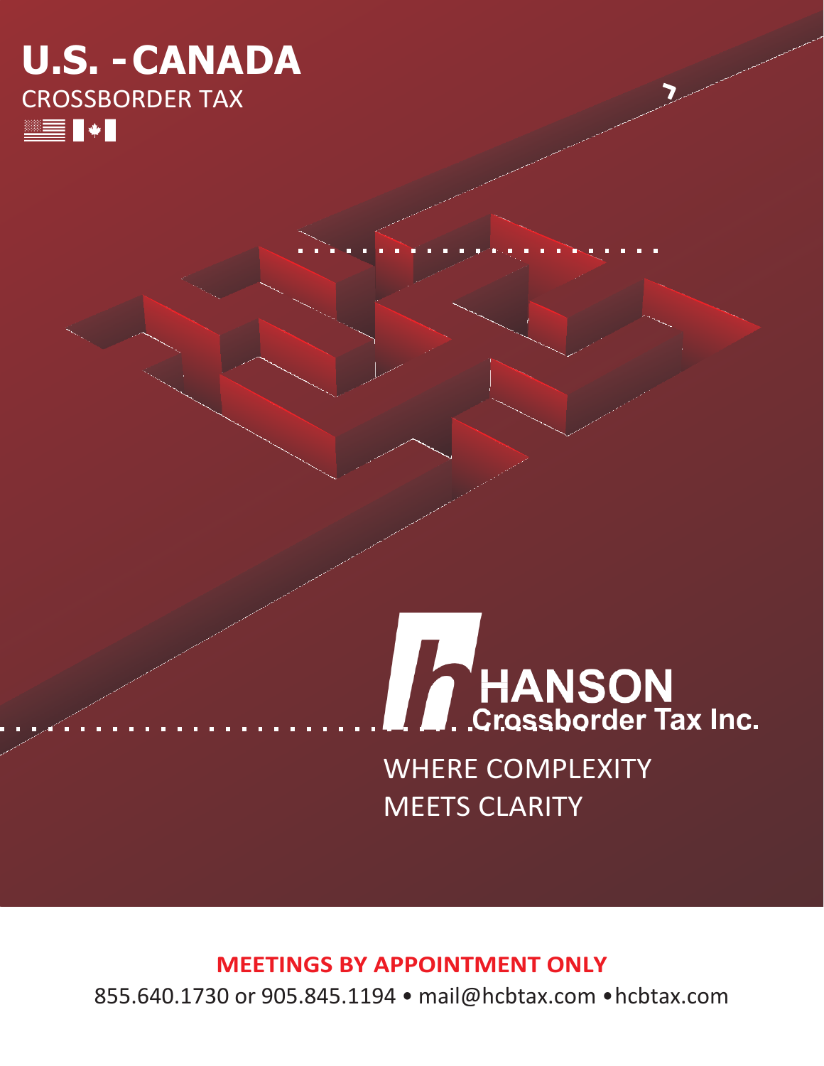# U.S. - CANADA

CROSSBORDER TAX

HANSON
Crossborder Tax Inc.

WHERE COMPLEXITY
MEETS CLARITY

**MEETINGS BY APPOINTMENT ONLY**

855.640.1730 or 905.845.1194 • mail@hcbtax.com • hcbtax.com